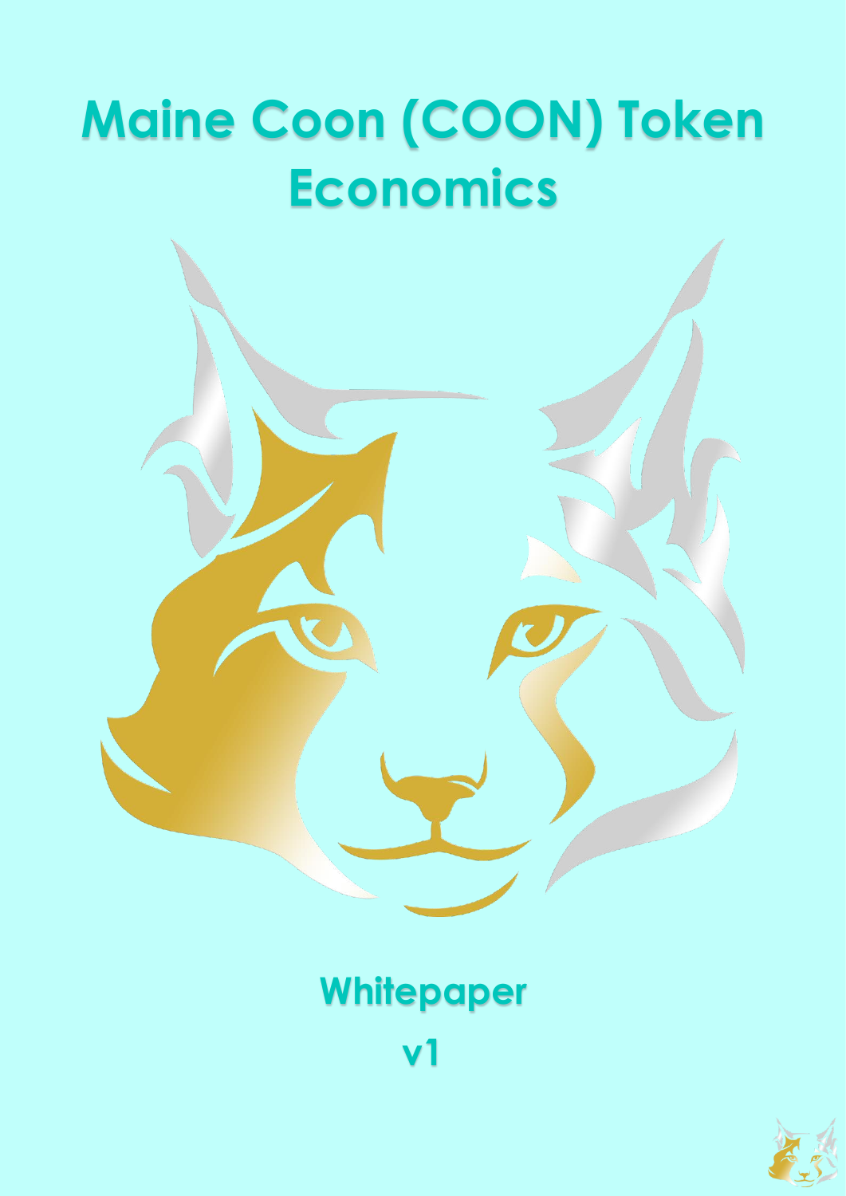# Maine Coon (COON) Token Economics

Whitepaper

v1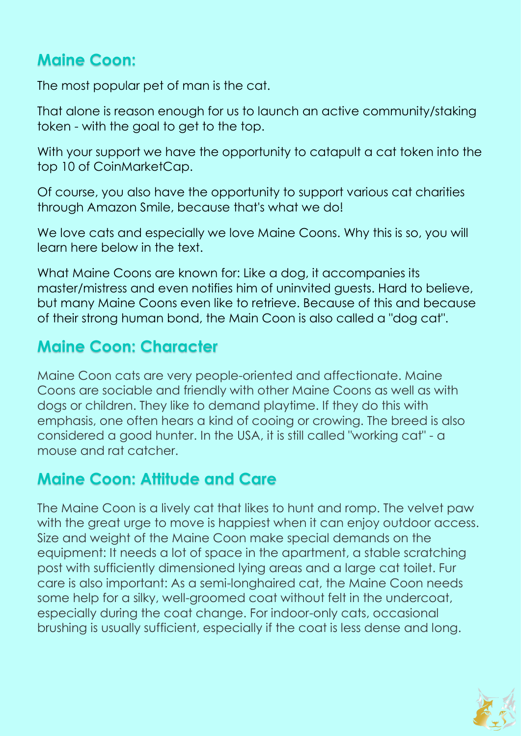## Maine Coon:

The most popular pet of man is the cat.

That alone is reason enough for us to launch an active community/staking token - with the goal to get to the top.

With your support we have the opportunity to catapult a cat token into the top 10 of CoinMarketCap.

Of course, you also have the opportunity to support various cat charities through Amazon Smile, because that's what we do!

We love cats and especially we love Maine Coons. Why this is so, you will learn here below in the text.

What Maine Coons are known for: Like a dog, it accompanies its master/mistress and even notifies him of uninvited guests. Hard to believe, but many Maine Coons even like to retrieve. Because of this and because of their strong human bond, the Main Coon is also called a "dog cat".

## Maine Coon: Character

Maine Coon cats are very people-oriented and affectionate. Maine Coons are sociable and friendly with other Maine Coons as well as with dogs or children. They like to demand playtime. If they do this with emphasis, one often hears a kind of cooing or crowing. The breed is also considered a good hunter. In the USA, it is still called "working cat" - a mouse and rat catcher.

## Maine Coon: Attitude and Care

The Maine Coon is a lively cat that likes to hunt and romp. The velvet paw with the great urge to move is happiest when it can enjoy outdoor access. Size and weight of the Maine Coon make special demands on the equipment: It needs a lot of space in the apartment, a stable scratching post with sufficiently dimensioned lying areas and a large cat toilet. Fur care is also important: As a semi-longhaired cat, the Maine Coon needs some help for a silky, well-groomed coat without felt in the undercoat, especially during the coat change. For indoor-only cats, occasional brushing is usually sufficient, especially if the coat is less dense and long.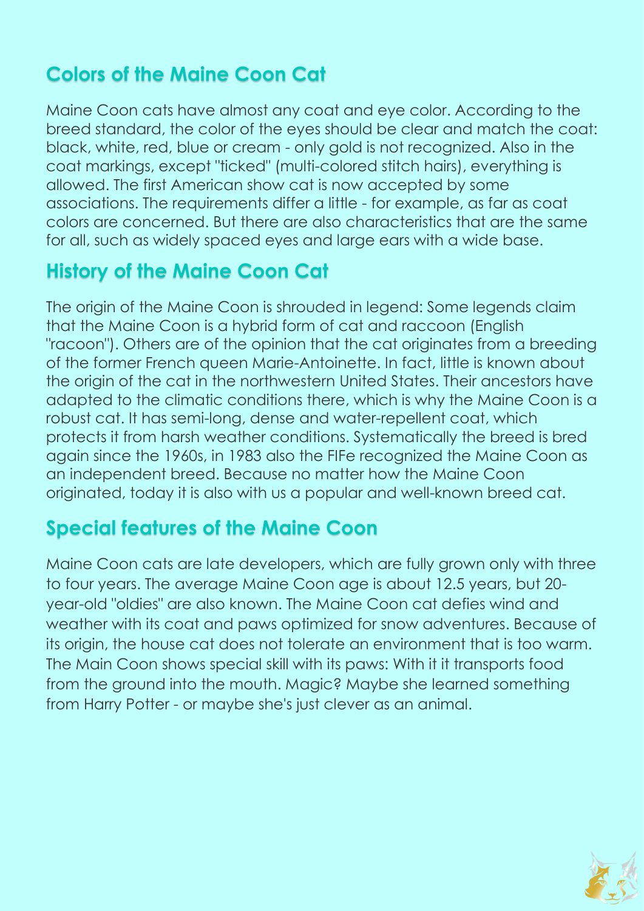## Colors of the Maine Coon Cat

Maine Coon cats have almost any coat and eye color. According to the breed standard, the color of the eyes should be clear and match the coat: black, white, red, blue or cream - only gold is not recognized. Also in the coat markings, except "ticked" (multi-colored stitch hairs), everything is allowed. The first American show cat is now accepted by some associations. The requirements differ a little - for example, as far as coat colors are concerned. But there are also characteristics that are the same for all, such as widely spaced eyes and large ears with a wide base.

## History of the Maine Coon Cat

The origin of the Maine Coon is shrouded in legend: Some legends claim that the Maine Coon is a hybrid form of cat and raccoon (English "racoon"). Others are of the opinion that the cat originates from a breeding of the former French queen Marie-Antoinette. In fact, little is known about the origin of the cat in the northwestern United States. Their ancestors have adapted to the climatic conditions there, which is why the Maine Coon is a robust cat. It has semi-long, dense and water-repellent coat, which protects it from harsh weather conditions. Systematically the breed is bred again since the 1960s, in 1983 also the FIFe recognized the Maine Coon as an independent breed. Because no matter how the Maine Coon originated, today it is also with us a popular and well-known breed cat.

## Special features of the Maine Coon

Maine Coon cats are late developers, which are fully grown only with three to four years. The average Maine Coon age is about 12.5 years, but 20-year-old "oldies" are also known. The Maine Coon cat defies wind and weather with its coat and paws optimized for snow adventures. Because of its origin, the house cat does not tolerate an environment that is too warm. The Main Coon shows special skill with its paws: With it it transports food from the ground into the mouth. Magic? Maybe she learned something from Harry Potter - or maybe she's just clever as an animal.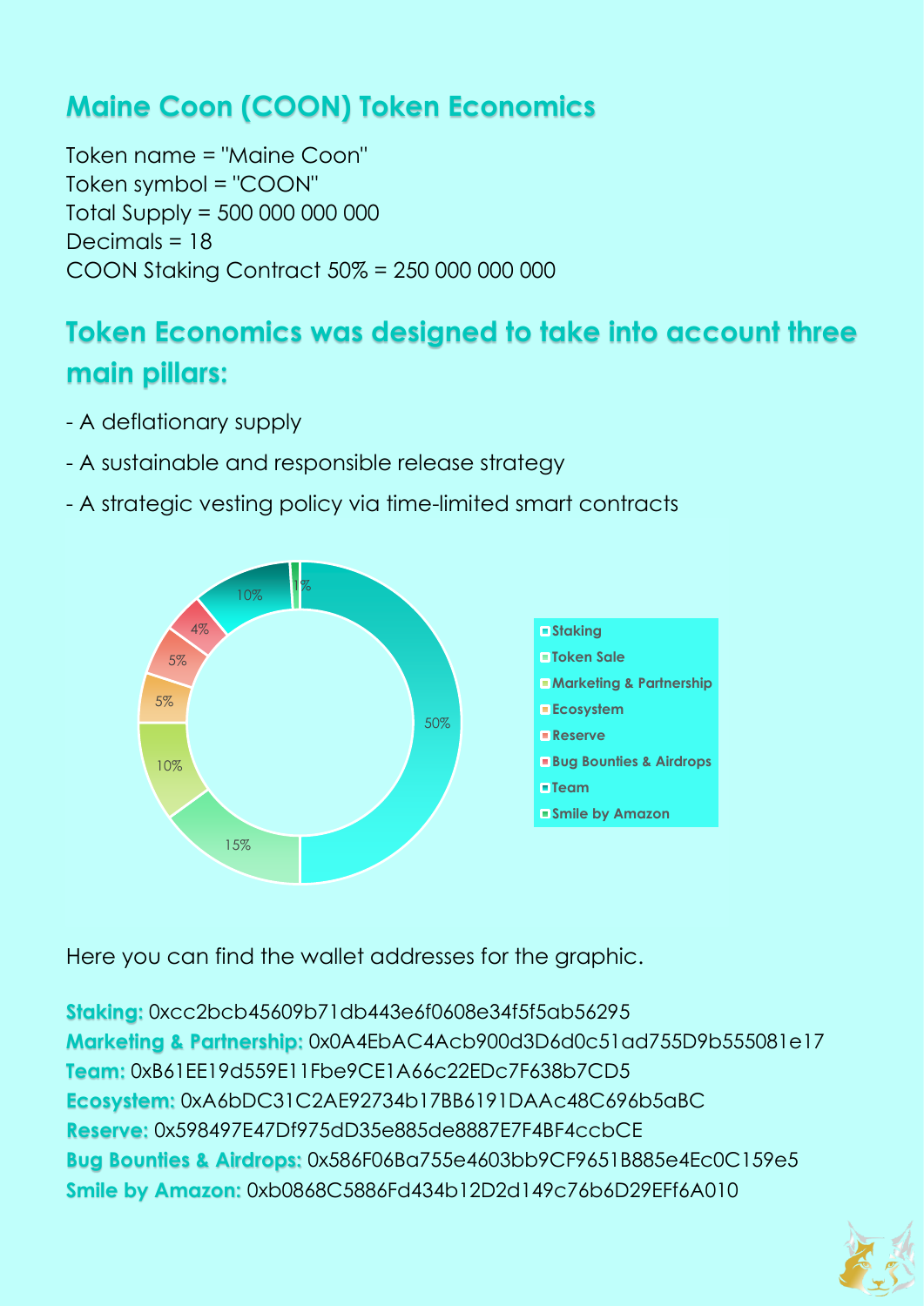## Maine Coon (COON) Token Economics

Token name = "Maine Coon"
Token symbol = "COON"
Total Supply = 500 000 000 000
Decimals = 18
COON Staking Contract 50% = 250 000 000 000

## Token Economics was designed to take into account three main pillars:

- A deflationary supply
- A sustainable and responsible release strategy
- A strategic vesting policy via time-limited smart contracts

| Allocation | Share |
|---|---|
| Staking | 50% |
| Token Sale | 15% |
| Marketing & Partnership | 10% |
| Ecosystem | 5% |
| Reserve | 5% |
| Bug Bounties & Airdrops | 4% |
| Team | 10% |
| Smile by Amazon | 1% |

Here you can find the wallet addresses for the graphic.

**Staking:** 0xcc2bcb45609b71db443e6f0608e34f5f5ab56295
**Marketing & Partnership:** 0x0A4EbAC4Acb900d3D6d0c51ad755D9b555081e17
**Team:** 0xB61EE19d559E11Fbe9CE1A66c22EDc7F638b7CD5
**Ecosystem:** 0xA6bDC31C2AE92734b17BB6191DAAc48C696b5aBC
**Reserve:** 0x598497E47Df975dD35e885de8887E7F4BF4ccbCE
**Bug Bounties & Airdrops:** 0x586F06Ba755e4603bb9CF9651B885e4Ec0C159e5
**Smile by Amazon:** 0xb0868C5886Fd434b12D2d149c76b6D29EFf6A010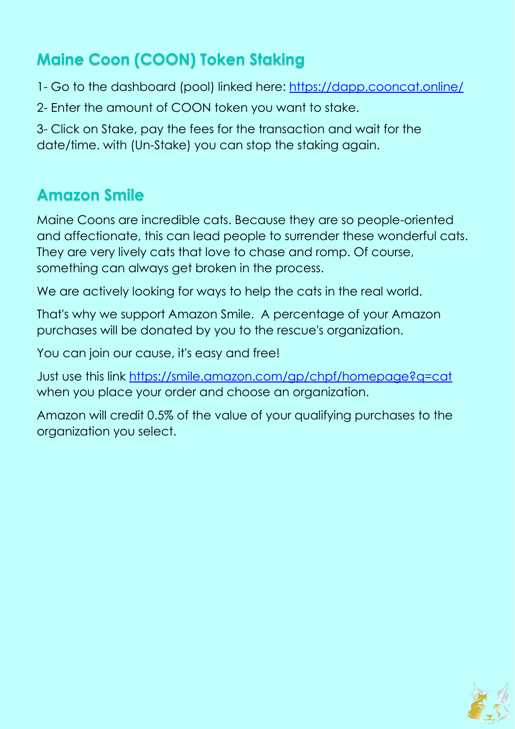## Maine Coon (COON) Token Staking

1- Go to the dashboard (pool) linked here: https://dapp.cooncat.online/

2- Enter the amount of COON token you want to stake.

3- Click on Stake, pay the fees for the transaction and wait for the date/time. with (Un-Stake) you can stop the staking again.

## Amazon Smile

Maine Coons are incredible cats. Because they are so people-oriented and affectionate, this can lead people to surrender these wonderful cats. They are very lively cats that love to chase and romp. Of course, something can always get broken in the process.

We are actively looking for ways to help the cats in the real world.

That's why we support Amazon Smile. A percentage of your Amazon purchases will be donated by you to the rescue's organization.

You can join our cause, it's easy and free!

Just use this link https://smile.amazon.com/gp/chpf/homepage?q=cat when you place your order and choose an organization.

Amazon will credit 0.5% of the value of your qualifying purchases to the organization you select.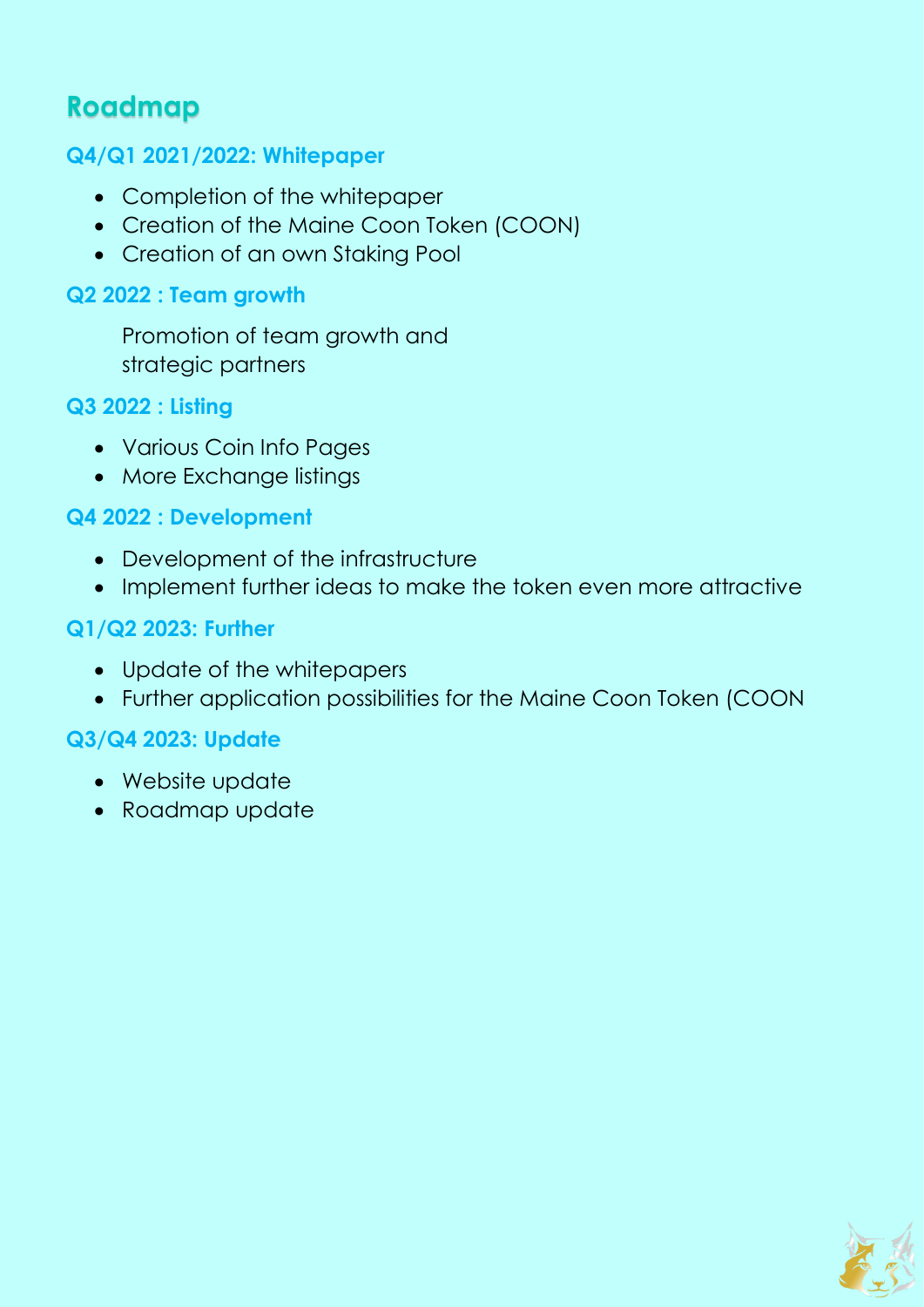## Roadmap

### Q4/Q1 2021/2022: Whitepaper

- Completion of the whitepaper
- Creation of the Maine Coon Token (COON)
- Creation of an own Staking Pool

### Q2 2022 : Team growth

Promotion of team growth and strategic partners

### Q3 2022 : Listing

- Various Coin Info Pages
- More Exchange listings

### Q4 2022 : Development

- Development of the infrastructure
- Implement further ideas to make the token even more attractive

### Q1/Q2 2023: Further

- Update of the whitepapers
- Further application possibilities for the Maine Coon Token (COON

### Q3/Q4 2023: Update

- Website update
- Roadmap update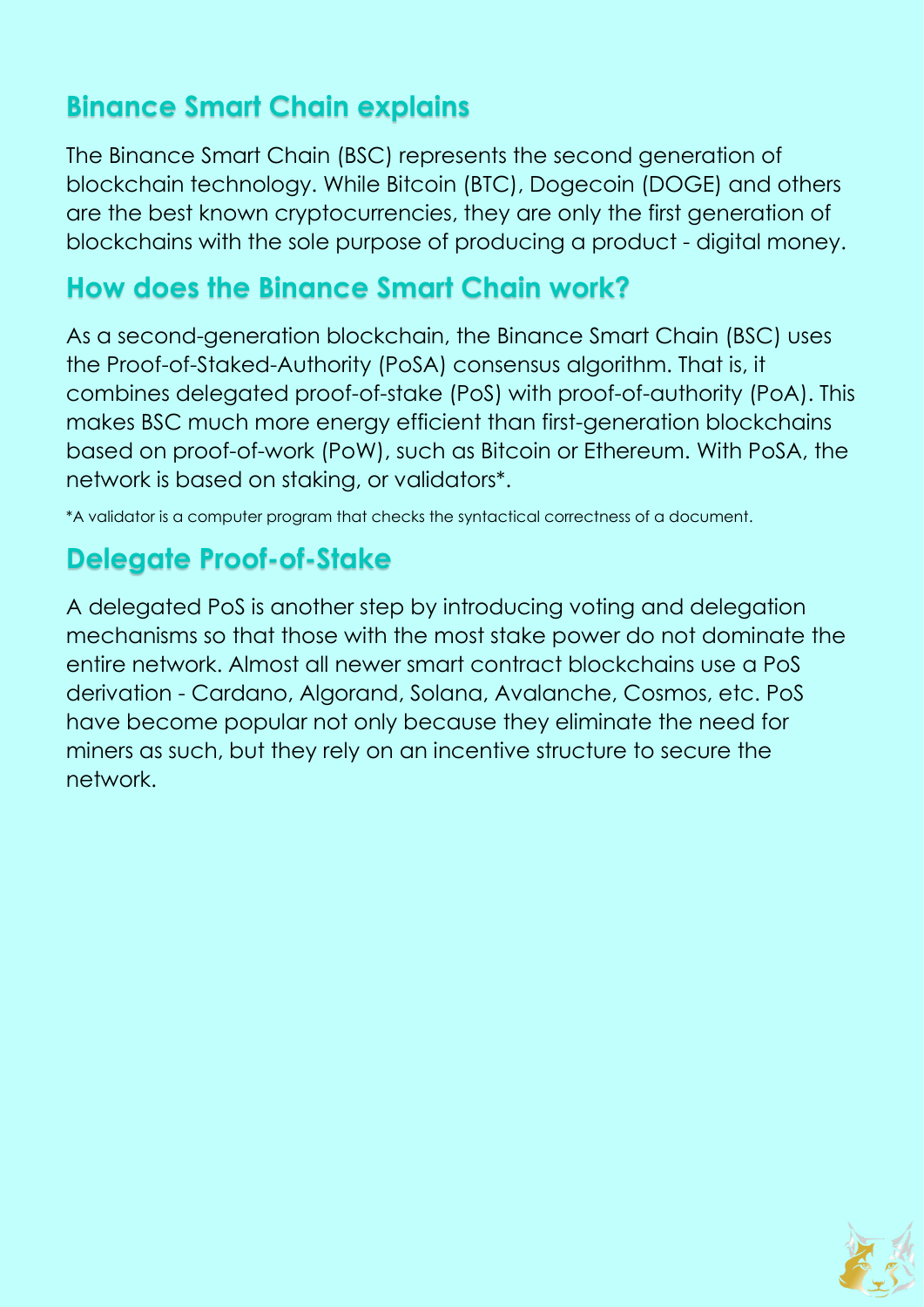## Binance Smart Chain explains

The Binance Smart Chain (BSC) represents the second generation of blockchain technology. While Bitcoin (BTC), Dogecoin (DOGE) and others are the best known cryptocurrencies, they are only the first generation of blockchains with the sole purpose of producing a product - digital money.

## How does the Binance Smart Chain work?

As a second-generation blockchain, the Binance Smart Chain (BSC) uses the Proof-of-Staked-Authority (PoSA) consensus algorithm. That is, it combines delegated proof-of-stake (PoS) with proof-of-authority (PoA). This makes BSC much more energy efficient than first-generation blockchains based on proof-of-work (PoW), such as Bitcoin or Ethereum. With PoSA, the network is based on staking, or validators*.

*A validator is a computer program that checks the syntactical correctness of a document.

## Delegate Proof-of-Stake

A delegated PoS is another step by introducing voting and delegation mechanisms so that those with the most stake power do not dominate the entire network. Almost all newer smart contract blockchains use a PoS derivation - Cardano, Algorand, Solana, Avalanche, Cosmos, etc. PoS have become popular not only because they eliminate the need for miners as such, but they rely on an incentive structure to secure the network.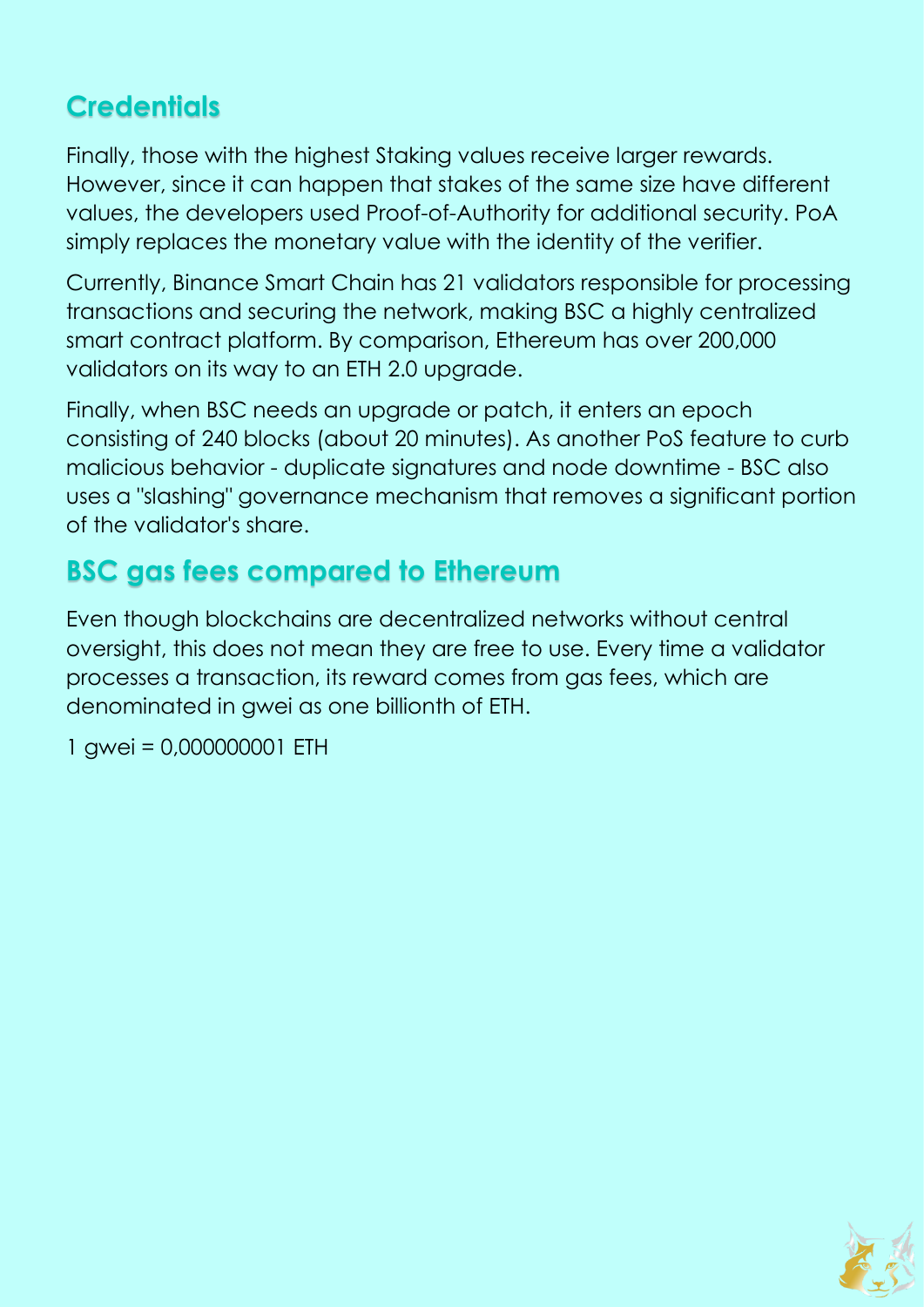## Credentials

Finally, those with the highest Staking values receive larger rewards. However, since it can happen that stakes of the same size have different values, the developers used Proof-of-Authority for additional security. PoA simply replaces the monetary value with the identity of the verifier.

Currently, Binance Smart Chain has 21 validators responsible for processing transactions and securing the network, making BSC a highly centralized smart contract platform. By comparison, Ethereum has over 200,000 validators on its way to an ETH 2.0 upgrade.

Finally, when BSC needs an upgrade or patch, it enters an epoch consisting of 240 blocks (about 20 minutes). As another PoS feature to curb malicious behavior - duplicate signatures and node downtime - BSC also uses a "slashing" governance mechanism that removes a significant portion of the validator's share.

## BSC gas fees compared to Ethereum

Even though blockchains are decentralized networks without central oversight, this does not mean they are free to use. Every time a validator processes a transaction, its reward comes from gas fees, which are denominated in gwei as one billionth of ETH.

1 gwei = 0,000000001 ETH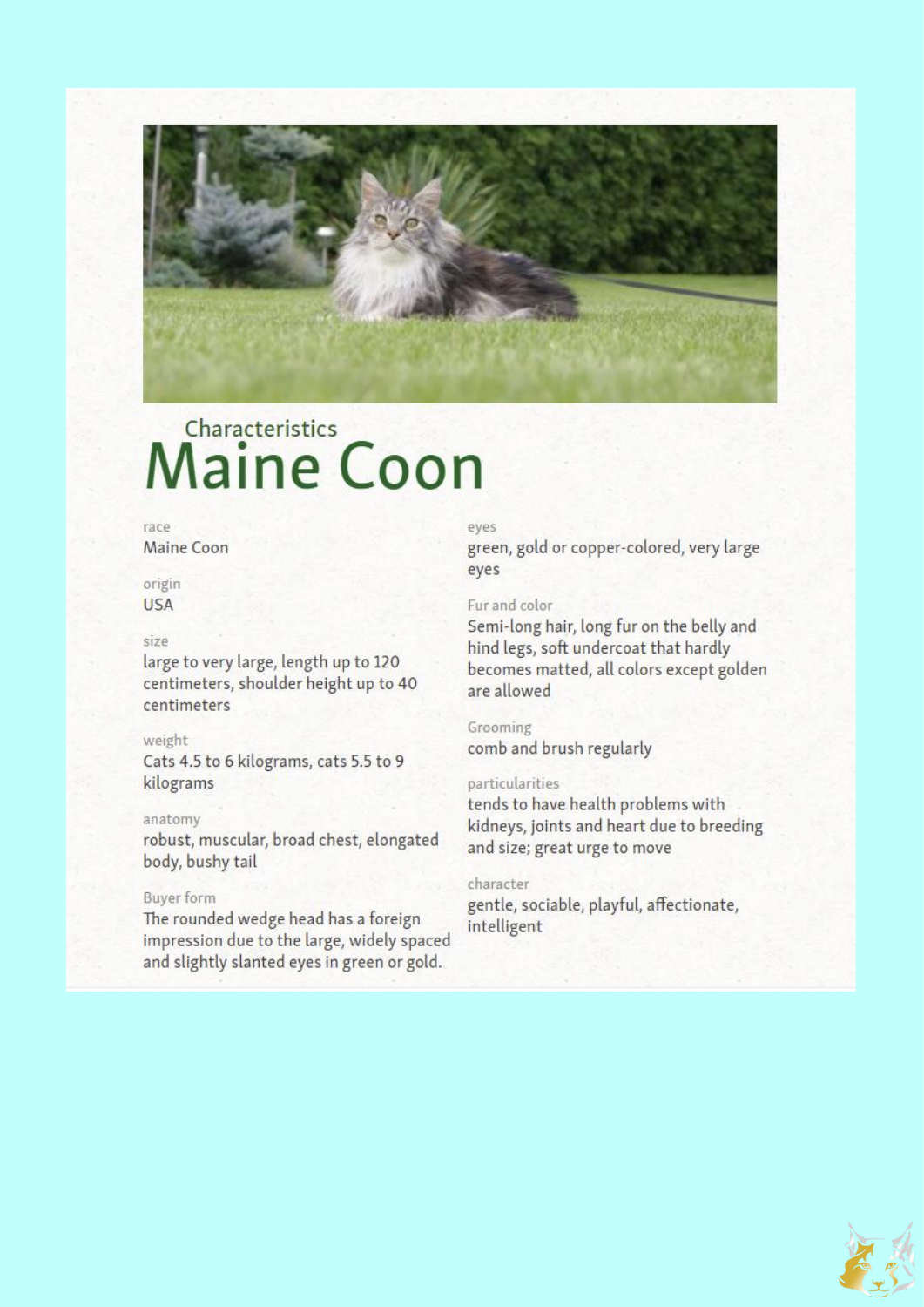Characteristics

# Maine Coon

race
Maine Coon

origin
USA

size
large to very large, length up to 120 centimeters, shoulder height up to 40 centimeters

weight
Cats 4.5 to 6 kilograms, cats 5.5 to 9 kilograms

anatomy
robust, muscular, broad chest, elongated body, bushy tail

Buyer form
The rounded wedge head has a foreign impression due to the large, widely spaced and slightly slanted eyes in green or gold.

eyes
green, gold or copper-colored, very large eyes

Fur and color
Semi-long hair, long fur on the belly and hind legs, soft undercoat that hardly becomes matted, all colors except golden are allowed

Grooming
comb and brush regularly

particularities
tends to have health problems with kidneys, joints and heart due to breeding and size; great urge to move

character
gentle, sociable, playful, affectionate, intelligent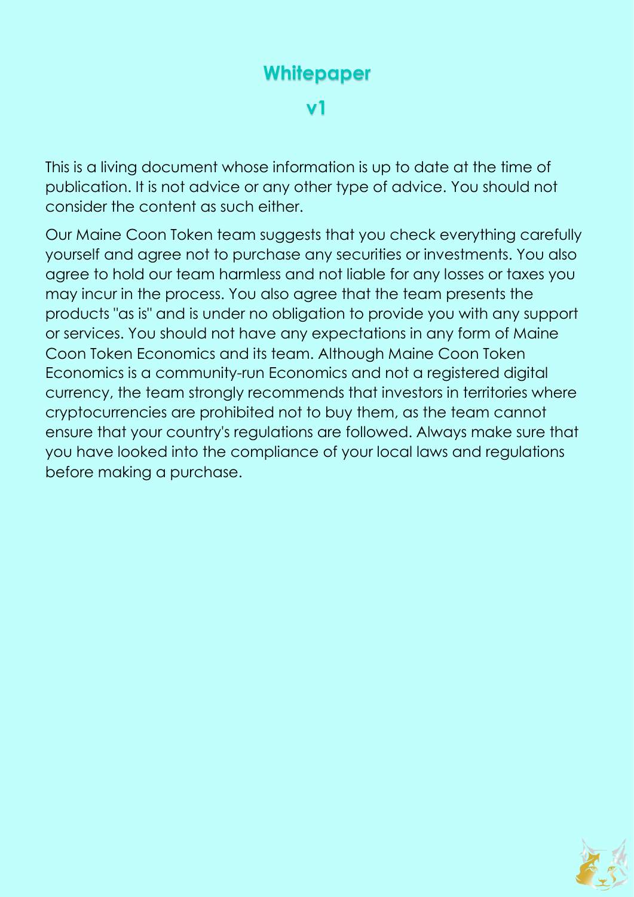# Whitepaper

## v1

This is a living document whose information is up to date at the time of publication. It is not advice or any other type of advice. You should not consider the content as such either.

Our Maine Coon Token team suggests that you check everything carefully yourself and agree not to purchase any securities or investments. You also agree to hold our team harmless and not liable for any losses or taxes you may incur in the process. You also agree that the team presents the products "as is" and is under no obligation to provide you with any support or services. You should not have any expectations in any form of Maine Coon Token Economics and its team. Although Maine Coon Token Economics is a community-run Economics and not a registered digital currency, the team strongly recommends that investors in territories where cryptocurrencies are prohibited not to buy them, as the team cannot ensure that your country's regulations are followed. Always make sure that you have looked into the compliance of your local laws and regulations before making a purchase.